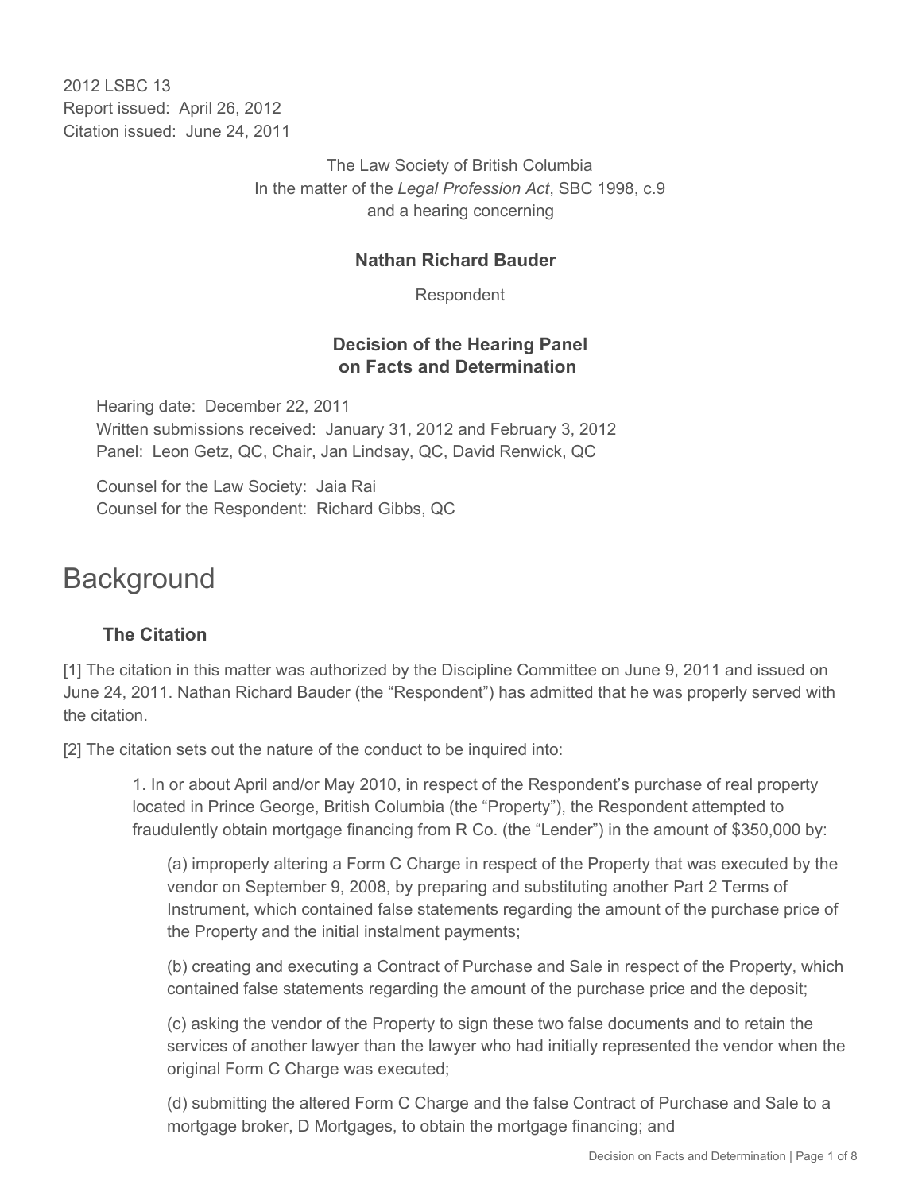2012 LSBC 13
Report issued: April 26, 2012
Citation issued: June 24, 2011

The Law Society of British Columbia
In the matter of the *Legal Profession Act*, SBC 1998, c.9
and a hearing concerning

**Nathan Richard Bauder**

Respondent

**Decision of the Hearing Panel on Facts and Determination**

Hearing date: December 22, 2011
Written submissions received: January 31, 2012 and February 3, 2012
Panel: Leon Getz, QC, Chair, Jan Lindsay, QC, David Renwick, QC

Counsel for the Law Society: Jaia Rai
Counsel for the Respondent: Richard Gibbs, QC

# Background

## The Citation

[1] The citation in this matter was authorized by the Discipline Committee on June 9, 2011 and issued on June 24, 2011. Nathan Richard Bauder (the "Respondent") has admitted that he was properly served with the citation.

[2] The citation sets out the nature of the conduct to be inquired into:

> 1. In or about April and/or May 2010, in respect of the Respondent's purchase of real property located in Prince George, British Columbia (the "Property"), the Respondent attempted to fraudulently obtain mortgage financing from R Co. (the "Lender") in the amount of $350,000 by:
>
> > (a) improperly altering a Form C Charge in respect of the Property that was executed by the vendor on September 9, 2008, by preparing and substituting another Part 2 Terms of Instrument, which contained false statements regarding the amount of the purchase price of the Property and the initial instalment payments;
> >
> > (b) creating and executing a Contract of Purchase and Sale in respect of the Property, which contained false statements regarding the amount of the purchase price and the deposit;
> >
> > (c) asking the vendor of the Property to sign these two false documents and to retain the services of another lawyer than the lawyer who had initially represented the vendor when the original Form C Charge was executed;
> >
> > (d) submitting the altered Form C Charge and the false Contract of Purchase and Sale to a mortgage broker, D Mortgages, to obtain the mortgage financing; and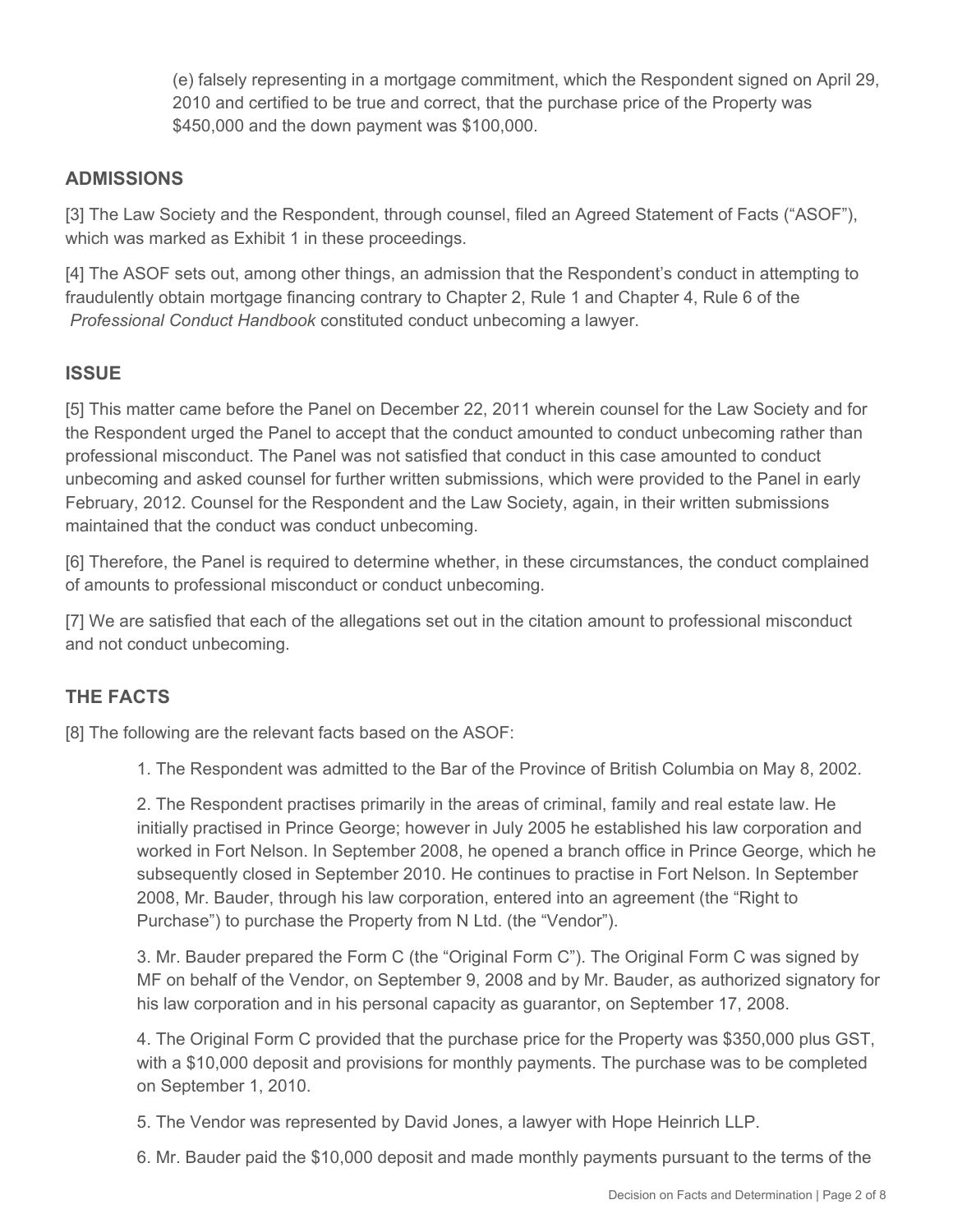(e) falsely representing in a mortgage commitment, which the Respondent signed on April 29, 2010 and certified to be true and correct, that the purchase price of the Property was \$450,000 and the down payment was \$100,000.

## ADMISSIONS

[3] The Law Society and the Respondent, through counsel, filed an Agreed Statement of Facts ("ASOF"), which was marked as Exhibit 1 in these proceedings.

[4] The ASOF sets out, among other things, an admission that the Respondent's conduct in attempting to fraudulently obtain mortgage financing contrary to Chapter 2, Rule 1 and Chapter 4, Rule 6 of the *Professional Conduct Handbook* constituted conduct unbecoming a lawyer.

## ISSUE

[5] This matter came before the Panel on December 22, 2011 wherein counsel for the Law Society and for the Respondent urged the Panel to accept that the conduct amounted to conduct unbecoming rather than professional misconduct. The Panel was not satisfied that conduct in this case amounted to conduct unbecoming and asked counsel for further written submissions, which were provided to the Panel in early February, 2012. Counsel for the Respondent and the Law Society, again, in their written submissions maintained that the conduct was conduct unbecoming.

[6] Therefore, the Panel is required to determine whether, in these circumstances, the conduct complained of amounts to professional misconduct or conduct unbecoming.

[7] We are satisfied that each of the allegations set out in the citation amount to professional misconduct and not conduct unbecoming.

## THE FACTS

[8] The following are the relevant facts based on the ASOF:

1. The Respondent was admitted to the Bar of the Province of British Columbia on May 8, 2002.

2. The Respondent practises primarily in the areas of criminal, family and real estate law. He initially practised in Prince George; however in July 2005 he established his law corporation and worked in Fort Nelson. In September 2008, he opened a branch office in Prince George, which he subsequently closed in September 2010. He continues to practise in Fort Nelson. In September 2008, Mr. Bauder, through his law corporation, entered into an agreement (the "Right to Purchase") to purchase the Property from N Ltd. (the "Vendor").

3. Mr. Bauder prepared the Form C (the "Original Form C"). The Original Form C was signed by MF on behalf of the Vendor, on September 9, 2008 and by Mr. Bauder, as authorized signatory for his law corporation and in his personal capacity as guarantor, on September 17, 2008.

4. The Original Form C provided that the purchase price for the Property was \$350,000 plus GST, with a \$10,000 deposit and provisions for monthly payments. The purchase was to be completed on September 1, 2010.

5. The Vendor was represented by David Jones, a lawyer with Hope Heinrich LLP.

6. Mr. Bauder paid the \$10,000 deposit and made monthly payments pursuant to the terms of the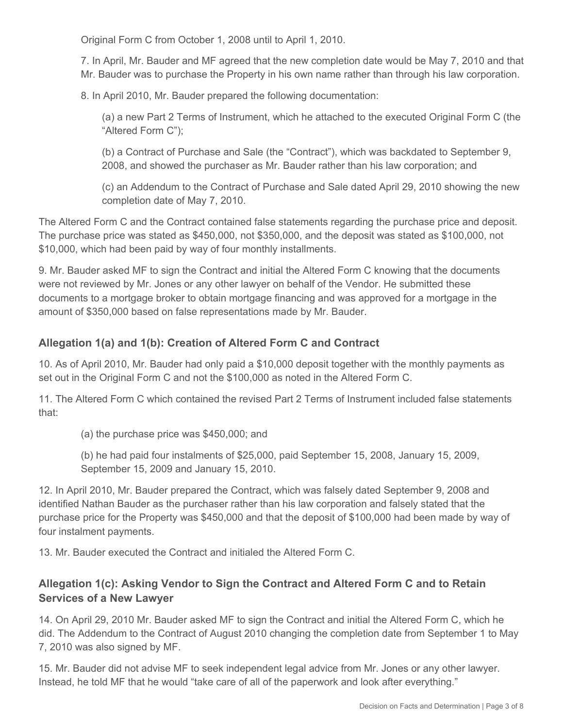Original Form C from October 1, 2008 until to April 1, 2010.

7. In April, Mr. Bauder and MF agreed that the new completion date would be May 7, 2010 and that Mr. Bauder was to purchase the Property in his own name rather than through his law corporation.

8. In April 2010, Mr. Bauder prepared the following documentation:

(a) a new Part 2 Terms of Instrument, which he attached to the executed Original Form C (the "Altered Form C");

(b) a Contract of Purchase and Sale (the "Contract"), which was backdated to September 9, 2008, and showed the purchaser as Mr. Bauder rather than his law corporation; and

(c) an Addendum to the Contract of Purchase and Sale dated April 29, 2010 showing the new completion date of May 7, 2010.

The Altered Form C and the Contract contained false statements regarding the purchase price and deposit. The purchase price was stated as $450,000, not $350,000, and the deposit was stated as $100,000, not $10,000, which had been paid by way of four monthly installments.

9. Mr. Bauder asked MF to sign the Contract and initial the Altered Form C knowing that the documents were not reviewed by Mr. Jones or any other lawyer on behalf of the Vendor. He submitted these documents to a mortgage broker to obtain mortgage financing and was approved for a mortgage in the amount of $350,000 based on false representations made by Mr. Bauder.

## Allegation 1(a) and 1(b): Creation of Altered Form C and Contract

10. As of April 2010, Mr. Bauder had only paid a $10,000 deposit together with the monthly payments as set out in the Original Form C and not the $100,000 as noted in the Altered Form C.

11. The Altered Form C which contained the revised Part 2 Terms of Instrument included false statements that:

(a) the purchase price was $450,000; and

(b) he had paid four instalments of $25,000, paid September 15, 2008, January 15, 2009, September 15, 2009 and January 15, 2010.

12. In April 2010, Mr. Bauder prepared the Contract, which was falsely dated September 9, 2008 and identified Nathan Bauder as the purchaser rather than his law corporation and falsely stated that the purchase price for the Property was $450,000 and that the deposit of $100,000 had been made by way of four instalment payments.

13. Mr. Bauder executed the Contract and initialed the Altered Form C.

## Allegation 1(c): Asking Vendor to Sign the Contract and Altered Form C and to Retain Services of a New Lawyer

14. On April 29, 2010 Mr. Bauder asked MF to sign the Contract and initial the Altered Form C, which he did. The Addendum to the Contract of August 2010 changing the completion date from September 1 to May 7, 2010 was also signed by MF.

15. Mr. Bauder did not advise MF to seek independent legal advice from Mr. Jones or any other lawyer. Instead, he told MF that he would "take care of all of the paperwork and look after everything."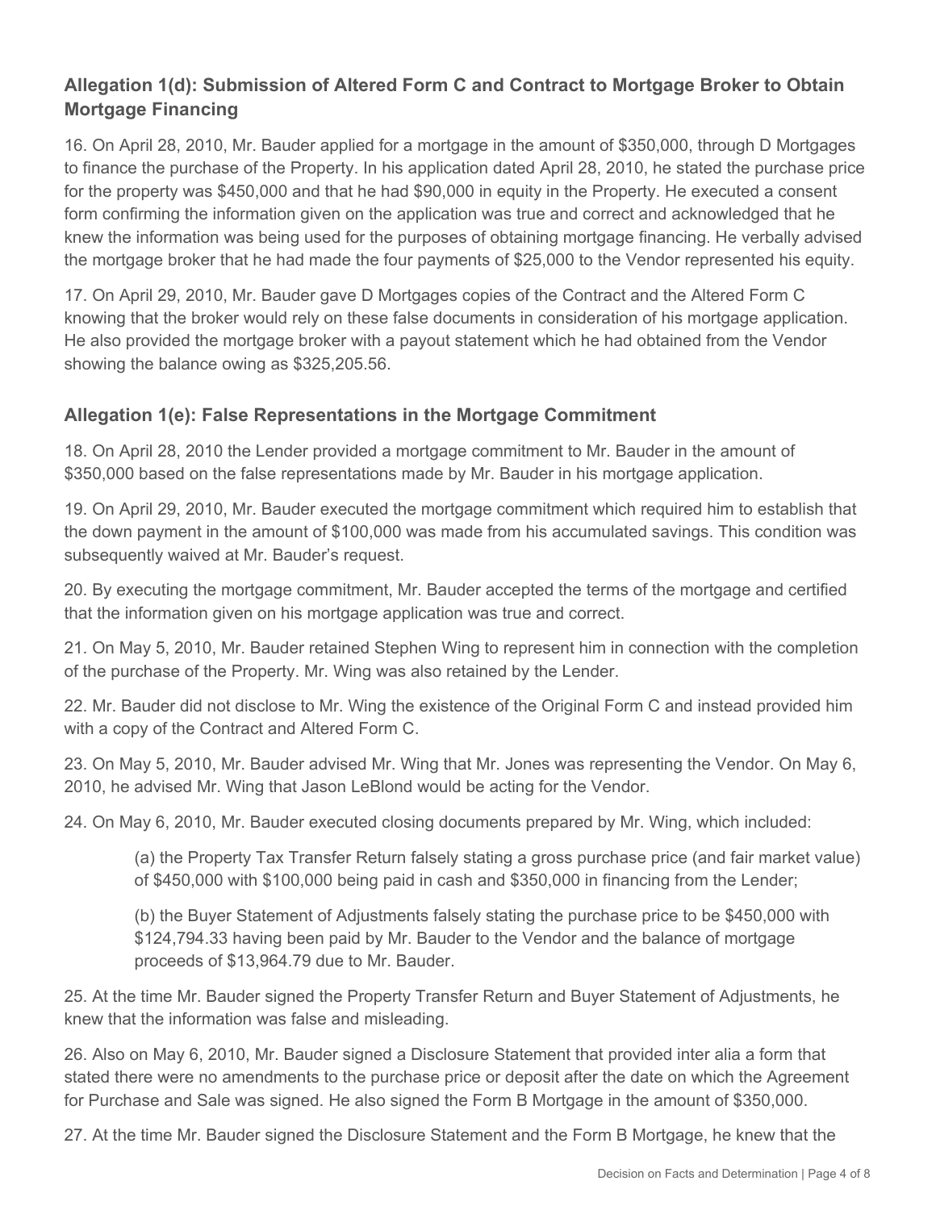### Allegation 1(d): Submission of Altered Form C and Contract to Mortgage Broker to Obtain Mortgage Financing

16. On April 28, 2010, Mr. Bauder applied for a mortgage in the amount of $350,000, through D Mortgages to finance the purchase of the Property. In his application dated April 28, 2010, he stated the purchase price for the property was $450,000 and that he had $90,000 in equity in the Property. He executed a consent form confirming the information given on the application was true and correct and acknowledged that he knew the information was being used for the purposes of obtaining mortgage financing. He verbally advised the mortgage broker that he had made the four payments of $25,000 to the Vendor represented his equity.

17. On April 29, 2010, Mr. Bauder gave D Mortgages copies of the Contract and the Altered Form C knowing that the broker would rely on these false documents in consideration of his mortgage application. He also provided the mortgage broker with a payout statement which he had obtained from the Vendor showing the balance owing as $325,205.56.

### Allegation 1(e): False Representations in the Mortgage Commitment

18. On April 28, 2010 the Lender provided a mortgage commitment to Mr. Bauder in the amount of $350,000 based on the false representations made by Mr. Bauder in his mortgage application.

19. On April 29, 2010, Mr. Bauder executed the mortgage commitment which required him to establish that the down payment in the amount of $100,000 was made from his accumulated savings. This condition was subsequently waived at Mr. Bauder's request.

20. By executing the mortgage commitment, Mr. Bauder accepted the terms of the mortgage and certified that the information given on his mortgage application was true and correct.

21. On May 5, 2010, Mr. Bauder retained Stephen Wing to represent him in connection with the completion of the purchase of the Property. Mr. Wing was also retained by the Lender.

22. Mr. Bauder did not disclose to Mr. Wing the existence of the Original Form C and instead provided him with a copy of the Contract and Altered Form C.

23. On May 5, 2010, Mr. Bauder advised Mr. Wing that Mr. Jones was representing the Vendor. On May 6, 2010, he advised Mr. Wing that Jason LeBlond would be acting for the Vendor.

24. On May 6, 2010, Mr. Bauder executed closing documents prepared by Mr. Wing, which included:

> (a) the Property Tax Transfer Return falsely stating a gross purchase price (and fair market value) of $450,000 with $100,000 being paid in cash and $350,000 in financing from the Lender;
>
> (b) the Buyer Statement of Adjustments falsely stating the purchase price to be $450,000 with $124,794.33 having been paid by Mr. Bauder to the Vendor and the balance of mortgage proceeds of $13,964.79 due to Mr. Bauder.

25. At the time Mr. Bauder signed the Property Transfer Return and Buyer Statement of Adjustments, he knew that the information was false and misleading.

26. Also on May 6, 2010, Mr. Bauder signed a Disclosure Statement that provided inter alia a form that stated there were no amendments to the purchase price or deposit after the date on which the Agreement for Purchase and Sale was signed. He also signed the Form B Mortgage in the amount of $350,000.

27. At the time Mr. Bauder signed the Disclosure Statement and the Form B Mortgage, he knew that the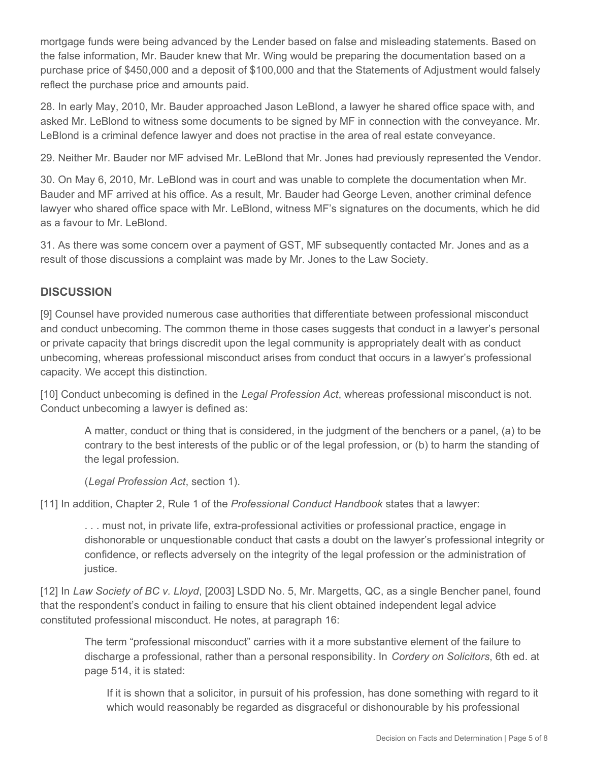mortgage funds were being advanced by the Lender based on false and misleading statements. Based on the false information, Mr. Bauder knew that Mr. Wing would be preparing the documentation based on a purchase price of $450,000 and a deposit of $100,000 and that the Statements of Adjustment would falsely reflect the purchase price and amounts paid.

28. In early May, 2010, Mr. Bauder approached Jason LeBlond, a lawyer he shared office space with, and asked Mr. LeBlond to witness some documents to be signed by MF in connection with the conveyance. Mr. LeBlond is a criminal defence lawyer and does not practise in the area of real estate conveyance.

29. Neither Mr. Bauder nor MF advised Mr. LeBlond that Mr. Jones had previously represented the Vendor.

30. On May 6, 2010, Mr. LeBlond was in court and was unable to complete the documentation when Mr. Bauder and MF arrived at his office. As a result, Mr. Bauder had George Leven, another criminal defence lawyer who shared office space with Mr. LeBlond, witness MF's signatures on the documents, which he did as a favour to Mr. LeBlond.

31. As there was some concern over a payment of GST, MF subsequently contacted Mr. Jones and as a result of those discussions a complaint was made by Mr. Jones to the Law Society.

## DISCUSSION

[9] Counsel have provided numerous case authorities that differentiate between professional misconduct and conduct unbecoming. The common theme in those cases suggests that conduct in a lawyer's personal or private capacity that brings discredit upon the legal community is appropriately dealt with as conduct unbecoming, whereas professional misconduct arises from conduct that occurs in a lawyer's professional capacity. We accept this distinction.

[10] Conduct unbecoming is defined in the *Legal Profession Act*, whereas professional misconduct is not. Conduct unbecoming a lawyer is defined as:

> A matter, conduct or thing that is considered, in the judgment of the benchers or a panel, (a) to be contrary to the best interests of the public or of the legal profession, or (b) to harm the standing of the legal profession.
>
> (*Legal Profession Act*, section 1).

[11] In addition, Chapter 2, Rule 1 of the *Professional Conduct Handbook* states that a lawyer:

> . . . must not, in private life, extra-professional activities or professional practice, engage in dishonorable or unquestionable conduct that casts a doubt on the lawyer's professional integrity or confidence, or reflects adversely on the integrity of the legal profession or the administration of justice.

[12] In *Law Society of BC v. Lloyd*, [2003] LSDD No. 5, Mr. Margetts, QC, as a single Bencher panel, found that the respondent's conduct in failing to ensure that his client obtained independent legal advice constituted professional misconduct. He notes, at paragraph 16:

> The term "professional misconduct" carries with it a more substantive element of the failure to discharge a professional, rather than a personal responsibility. In *Cordery on Solicitors*, 6th ed. at page 514, it is stated:
>
> > If it is shown that a solicitor, in pursuit of his profession, has done something with regard to it which would reasonably be regarded as disgraceful or dishonourable by his professional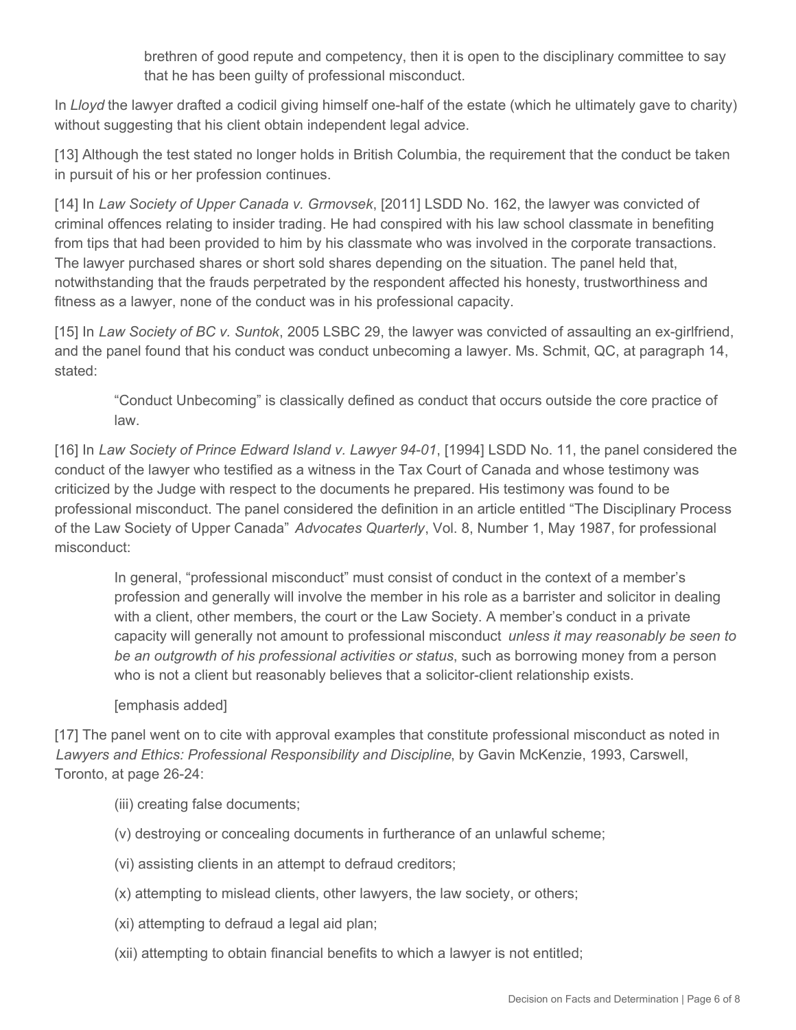> brethren of good repute and competency, then it is open to the disciplinary committee to say that he has been guilty of professional misconduct.

In *Lloyd* the lawyer drafted a codicil giving himself one-half of the estate (which he ultimately gave to charity) without suggesting that his client obtain independent legal advice.

[13] Although the test stated no longer holds in British Columbia, the requirement that the conduct be taken in pursuit of his or her profession continues.

[14] In *Law Society of Upper Canada v. Grmovsek*, [2011] LSDD No. 162, the lawyer was convicted of criminal offences relating to insider trading. He had conspired with his law school classmate in benefiting from tips that had been provided to him by his classmate who was involved in the corporate transactions. The lawyer purchased shares or short sold shares depending on the situation. The panel held that, notwithstanding that the frauds perpetrated by the respondent affected his honesty, trustworthiness and fitness as a lawyer, none of the conduct was in his professional capacity.

[15] In *Law Society of BC v. Suntok*, 2005 LSBC 29, the lawyer was convicted of assaulting an ex-girlfriend, and the panel found that his conduct was conduct unbecoming a lawyer. Ms. Schmit, QC, at paragraph 14, stated:

> "Conduct Unbecoming" is classically defined as conduct that occurs outside the core practice of law.

[16] In *Law Society of Prince Edward Island v. Lawyer 94-01*, [1994] LSDD No. 11, the panel considered the conduct of the lawyer who testified as a witness in the Tax Court of Canada and whose testimony was criticized by the Judge with respect to the documents he prepared. His testimony was found to be professional misconduct. The panel considered the definition in an article entitled "The Disciplinary Process of the Law Society of Upper Canada" *Advocates Quarterly*, Vol. 8, Number 1, May 1987, for professional misconduct:

> In general, "professional misconduct" must consist of conduct in the context of a member's profession and generally will involve the member in his role as a barrister and solicitor in dealing with a client, other members, the court or the Law Society. A member's conduct in a private capacity will generally not amount to professional misconduct *unless it may reasonably be seen to be an outgrowth of his professional activities or status*, such as borrowing money from a person who is not a client but reasonably believes that a solicitor-client relationship exists.
>
> [emphasis added]

[17] The panel went on to cite with approval examples that constitute professional misconduct as noted in *Lawyers and Ethics: Professional Responsibility and Discipline*, by Gavin McKenzie, 1993, Carswell, Toronto, at page 26-24:

> (iii) creating false documents;
>
> (v) destroying or concealing documents in furtherance of an unlawful scheme;
>
> (vi) assisting clients in an attempt to defraud creditors;
>
> (x) attempting to mislead clients, other lawyers, the law society, or others;
>
> (xi) attempting to defraud a legal aid plan;
>
> (xii) attempting to obtain financial benefits to which a lawyer is not entitled;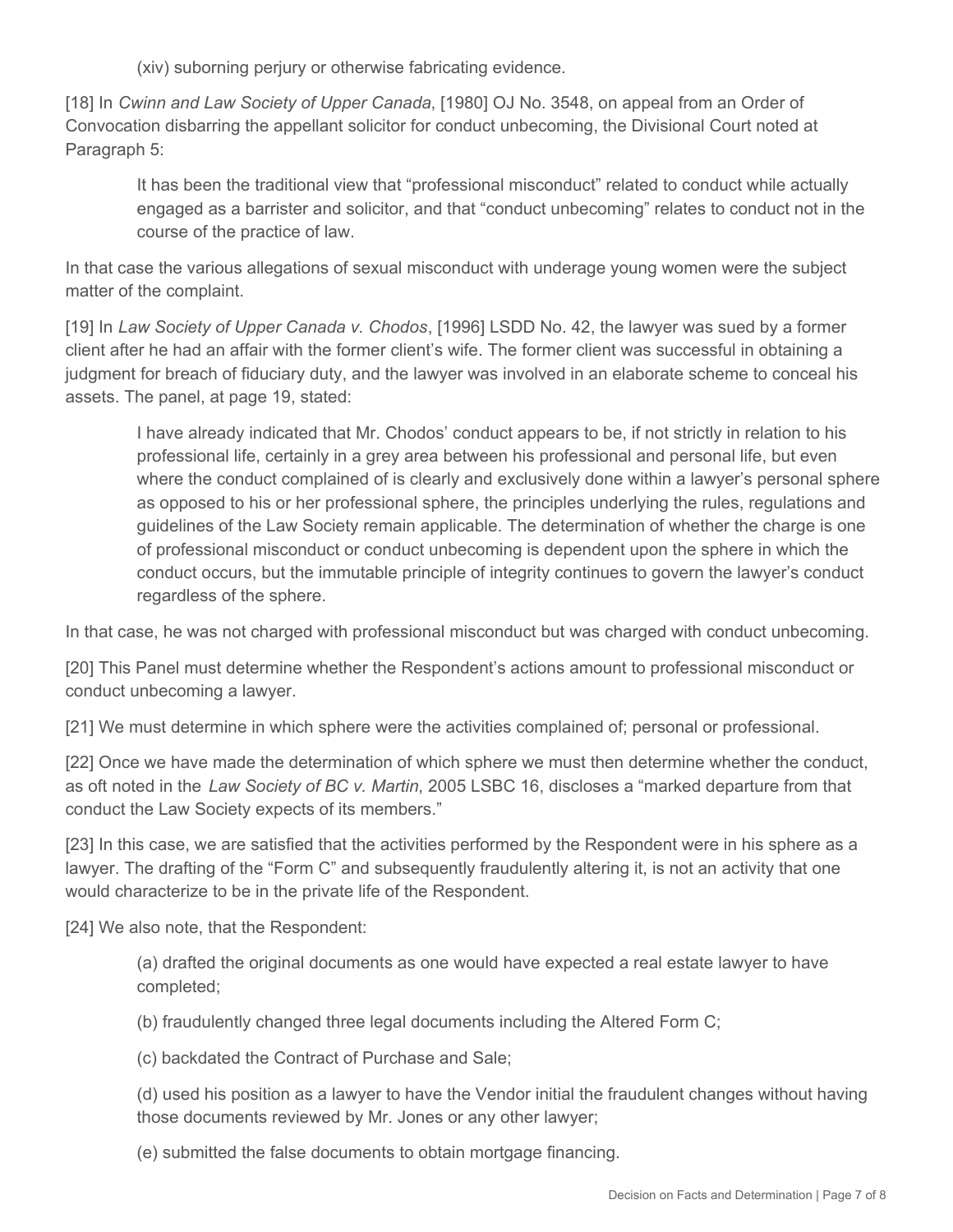(xiv) suborning perjury or otherwise fabricating evidence.

[18] In *Cwinn and Law Society of Upper Canada*, [1980] OJ No. 3548, on appeal from an Order of Convocation disbarring the appellant solicitor for conduct unbecoming, the Divisional Court noted at Paragraph 5:

> It has been the traditional view that "professional misconduct" related to conduct while actually engaged as a barrister and solicitor, and that "conduct unbecoming" relates to conduct not in the course of the practice of law.

In that case the various allegations of sexual misconduct with underage young women were the subject matter of the complaint.

[19] In *Law Society of Upper Canada v. Chodos*, [1996] LSDD No. 42, the lawyer was sued by a former client after he had an affair with the former client's wife. The former client was successful in obtaining a judgment for breach of fiduciary duty, and the lawyer was involved in an elaborate scheme to conceal his assets. The panel, at page 19, stated:

> I have already indicated that Mr. Chodos' conduct appears to be, if not strictly in relation to his professional life, certainly in a grey area between his professional and personal life, but even where the conduct complained of is clearly and exclusively done within a lawyer's personal sphere as opposed to his or her professional sphere, the principles underlying the rules, regulations and guidelines of the Law Society remain applicable. The determination of whether the charge is one of professional misconduct or conduct unbecoming is dependent upon the sphere in which the conduct occurs, but the immutable principle of integrity continues to govern the lawyer's conduct regardless of the sphere.

In that case, he was not charged with professional misconduct but was charged with conduct unbecoming.

[20] This Panel must determine whether the Respondent's actions amount to professional misconduct or conduct unbecoming a lawyer.

[21] We must determine in which sphere were the activities complained of; personal or professional.

[22] Once we have made the determination of which sphere we must then determine whether the conduct, as oft noted in the *Law Society of BC v. Martin*, 2005 LSBC 16, discloses a "marked departure from that conduct the Law Society expects of its members."

[23] In this case, we are satisfied that the activities performed by the Respondent were in his sphere as a lawyer. The drafting of the "Form C" and subsequently fraudulently altering it, is not an activity that one would characterize to be in the private life of the Respondent.

[24] We also note, that the Respondent:

> (a) drafted the original documents as one would have expected a real estate lawyer to have completed;
>
> (b) fraudulently changed three legal documents including the Altered Form C;
>
> (c) backdated the Contract of Purchase and Sale;
>
> (d) used his position as a lawyer to have the Vendor initial the fraudulent changes without having those documents reviewed by Mr. Jones or any other lawyer;
>
> (e) submitted the false documents to obtain mortgage financing.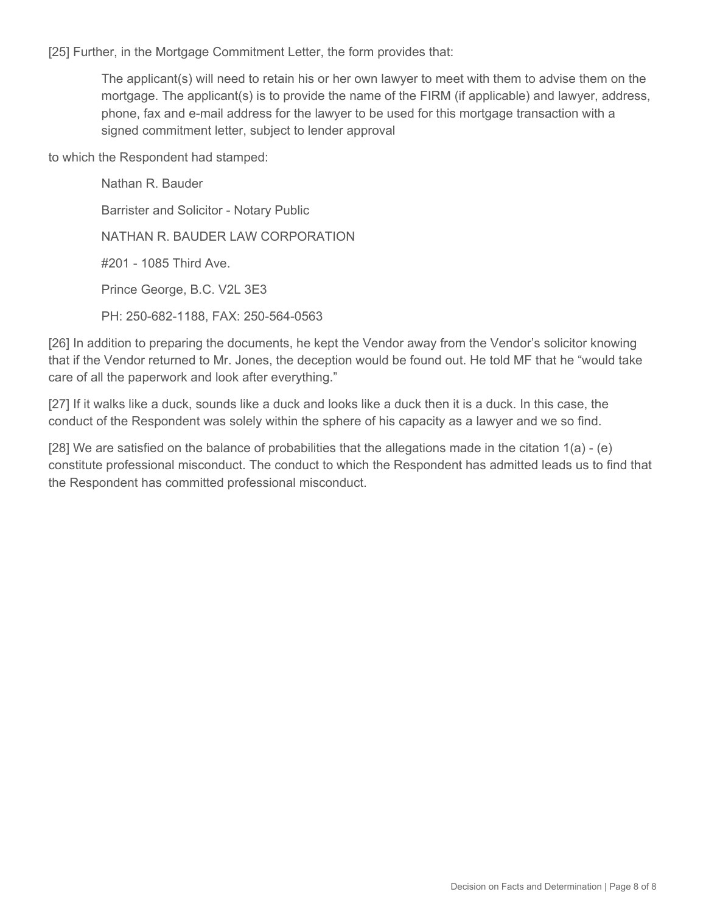[25] Further, in the Mortgage Commitment Letter, the form provides that:

> The applicant(s) will need to retain his or her own lawyer to meet with them to advise them on the mortgage. The applicant(s) is to provide the name of the FIRM (if applicable) and lawyer, address, phone, fax and e-mail address for the lawyer to be used for this mortgage transaction with a signed commitment letter, subject to lender approval

to which the Respondent had stamped:

> Nathan R. Bauder
>
> Barrister and Solicitor - Notary Public
>
> NATHAN R. BAUDER LAW CORPORATION
>
> #201 - 1085 Third Ave.
>
> Prince George, B.C. V2L 3E3
>
> PH: 250-682-1188, FAX: 250-564-0563

[26] In addition to preparing the documents, he kept the Vendor away from the Vendor's solicitor knowing that if the Vendor returned to Mr. Jones, the deception would be found out. He told MF that he "would take care of all the paperwork and look after everything."

[27] If it walks like a duck, sounds like a duck and looks like a duck then it is a duck. In this case, the conduct of the Respondent was solely within the sphere of his capacity as a lawyer and we so find.

[28] We are satisfied on the balance of probabilities that the allegations made in the citation 1(a) - (e) constitute professional misconduct. The conduct to which the Respondent has admitted leads us to find that the Respondent has committed professional misconduct.